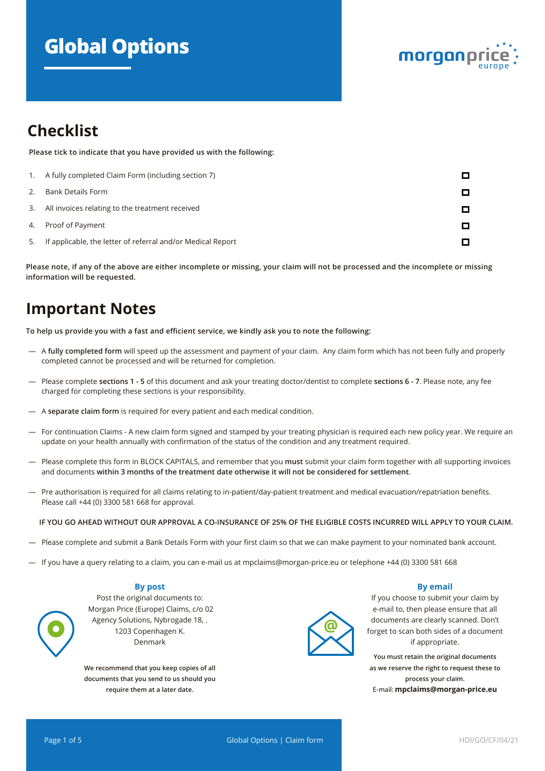# Global Options

morganprice europe

## Checklist

**Please tick to indicate that you have provided us with the following:**

1. A fully completed Claim Form (including section 7) ☐
2. Bank Details Form ☐
3. All invoices relating to the treatment received ☐
4. Proof of Payment ☐
5. If applicable, the letter of referral and/or Medical Report ☐

**Please note, if any of the above are either incomplete or missing, your claim will not be processed and the incomplete or missing information will be requested.**

## Important Notes

**To help us provide you with a fast and efficient service, we kindly ask you to note the following:**

— A **fully completed form** will speed up the assessment and payment of your claim. Any claim form which has not been fully and properly completed cannot be processed and will be returned for completion.

— Please complete **sections 1 - 5** of this document and ask your treating doctor/dentist to complete **sections 6 - 7**. Please note, any fee charged for completing these sections is your responsibility.

— A **separate claim form** is required for every patient and each medical condition.

— For continuation Claims - A new claim form signed and stamped by your treating physician is required each new policy year. We require an update on your health annually with confirmation of the status of the condition and any treatment required.

— Please complete this form in BLOCK CAPITALS, and remember that you **must** submit your claim form together with all supporting invoices and documents **within 3 months of the treatment date otherwise it will not be considered for settlement**.

— Pre authorisation is required for all claims relating to in-patient/day-patient treatment and medical evacuation/repatriation benefits. Please call +44 (0) 3300 581 668 for approval.

**IF YOU GO AHEAD WITHOUT OUR APPROVAL A CO-INSURANCE OF 25% OF THE ELIGIBLE COSTS INCURRED WILL APPLY TO YOUR CLAIM.**

— Please complete and submit a Bank Details Form with your first claim so that we can make payment to your nominated bank account.

— If you have a query relating to a claim, you can e-mail us at mpclaims@morgan-price.eu or telephone +44 (0) 3300 581 668

### By post

Post the original documents to:
Morgan Price (Europe) Claims, c/o 02 Agency Solutions, Nybrogade 18, .
1203 Copenhagen K.
Denmark

**We recommend that you keep copies of all documents that you send to us should you require them at a later date.**

### By email

If you choose to submit your claim by e-mail to, then please ensure that all documents are clearly scanned. Don't forget to scan both sides of a document if appropriate.

**You must retain the original documents as we reserve the right to request these to process your claim.**

E-mail: **mpclaims@morgan-price.eu**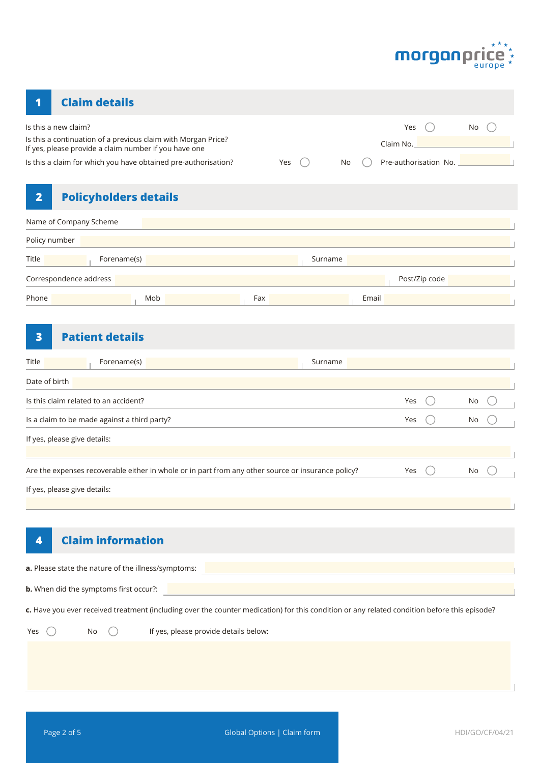## 1 Claim details

Is this a new claim? Yes ◯ No ◯

Is this a continuation of a previous claim with Morgan Price?
If yes, please provide a claim number if you have one — Claim No. ______

Is this a claim for which you have obtained pre-authorisation? Yes ◯ No ◯ Pre-authorisation No. ______

## 2 Policyholders details

Name of Company Scheme ______

Policy number ______

Title ______ Forename(s) ______ Surname ______

Correspondence address ______ Post/Zip code ______

Phone ______ Mob ______ Fax ______ Email ______

## 3 Patient details

Title ______ Forename(s) ______ Surname ______

Date of birth ______

Is this claim related to an accident? Yes ◯ No ◯

Is a claim to be made against a third party? Yes ◯ No ◯

If yes, please give details:

______

Are the expenses recoverable either in whole or in part from any other source or insurance policy? Yes ◯ No ◯

If yes, please give details:

______

## 4 Claim information

**a.** Please state the nature of the illness/symptoms: ______

**b.** When did the symptoms first occur?: ______

**c.** Have you ever received treatment (including over the counter medication) for this condition or any related condition before this episode?

Yes ◯ No ◯ If yes, please provide details below:

______

Global Options | Claim form

HDI/GO/CF/04/21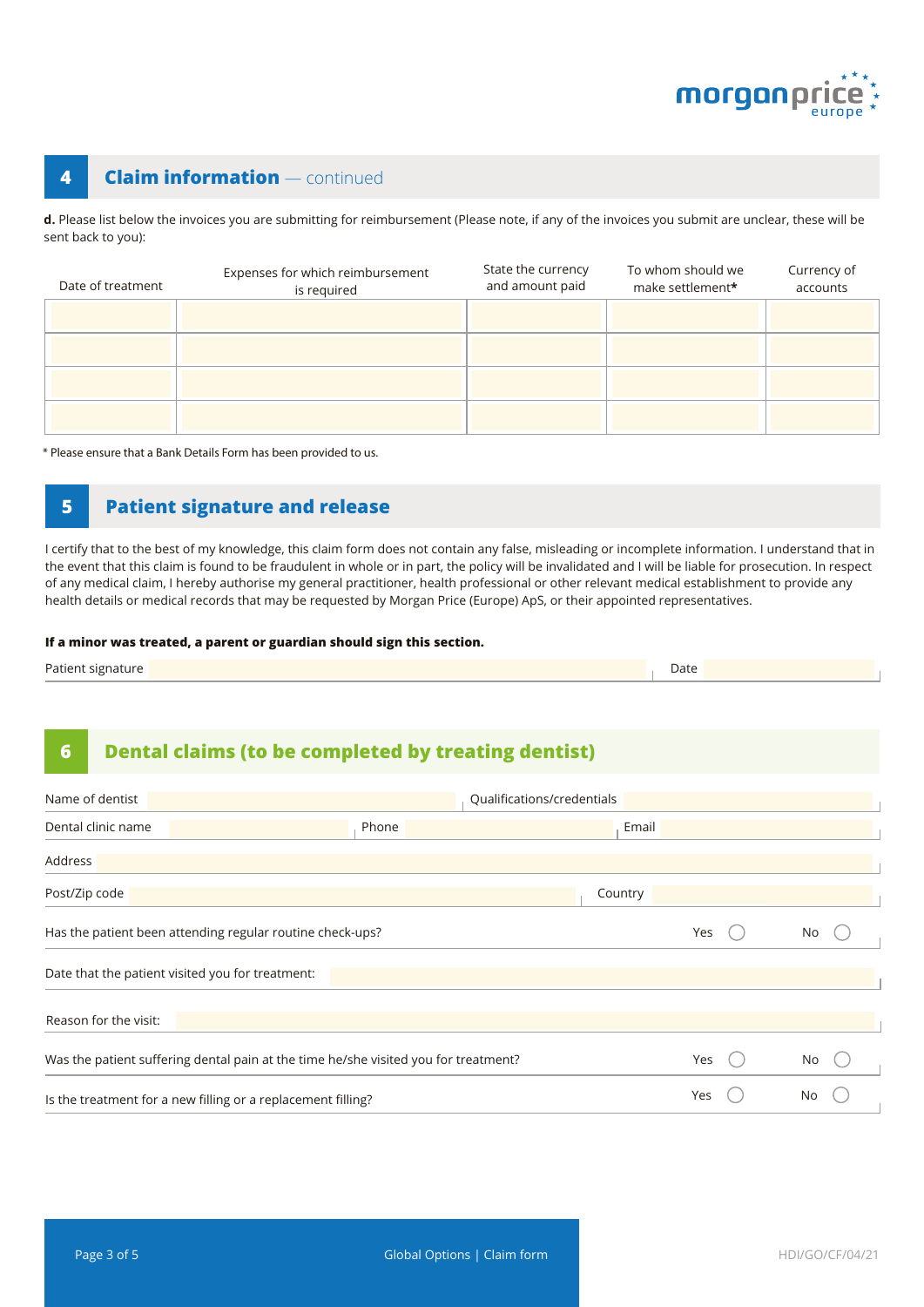## 4 Claim information — continued

**d.** Please list below the invoices you are submitting for reimbursement (Please note, if any of the invoices you submit are unclear, these will be sent back to you):

| Date of treatment | Expenses for which reimbursement is required | State the currency and amount paid | To whom should we make settlement* | Currency of accounts |
|---|---|---|---|---|
| | | | | |
| | | | | |
| | | | | |
| | | | | |

\* Please ensure that a Bank Details Form has been provided to us.

## 5 Patient signature and release

I certify that to the best of my knowledge, this claim form does not contain any false, misleading or incomplete information. I understand that in the event that this claim is found to be fraudulent in whole or in part, the policy will be invalidated and I will be liable for prosecution. In respect of any medical claim, I hereby authorise my general practitioner, health professional or other relevant medical establishment to provide any health details or medical records that may be requested by Morgan Price (Europe) ApS, or their appointed representatives.

**If a minor was treated, a parent or guardian should sign this section.**

Patient signature ____________________ Date ____________

## 6 Dental claims (to be completed by treating dentist)

Name of dentist ____________________ Qualifications/credentials ____________________

Dental clinic name ____________ Phone ____________ Email ____________

Address ____________________

Post/Zip code ____________ Country ____________

Has the patient been attending regular routine check-ups? Yes ◯ No ◯

Date that the patient visited you for treatment: ____________________

Reason for the visit: ____________________

Was the patient suffering dental pain at the time he/she visited you for treatment? Yes ◯ No ◯

Is the treatment for a new filling or a replacement filling? Yes ◯ No ◯

HDI/GO/CF/04/21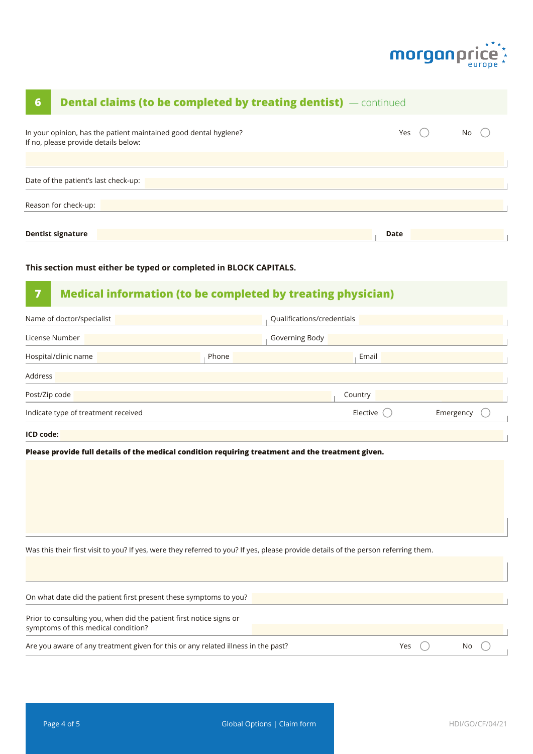## 6 Dental claims (to be completed by treating dentist) — continued

In your opinion, has the patient maintained good dental hygiene? Yes ◯ No ◯
If no, please provide details below:

Date of the patient's last check-up:

Reason for check-up:

**Dentist signature** **Date**

**This section must either be typed or completed in BLOCK CAPITALS.**

## 7 Medical information (to be completed by treating physician)

Name of doctor/specialist | Qualifications/credentials

License Number | Governing Body

Hospital/clinic name | Phone | Email

Address

Post/Zip code | Country

Indicate type of treatment received Elective ◯ Emergency ◯

**ICD code:**

**Please provide full details of the medical condition requiring treatment and the treatment given.**

Was this their first visit to you? If yes, were they referred to you? If yes, please provide details of the person referring them.

On what date did the patient first present these symptoms to you?

Prior to consulting you, when did the patient first notice signs or symptoms of this medical condition?

Are you aware of any treatment given for this or any related illness in the past? Yes ◯ No ◯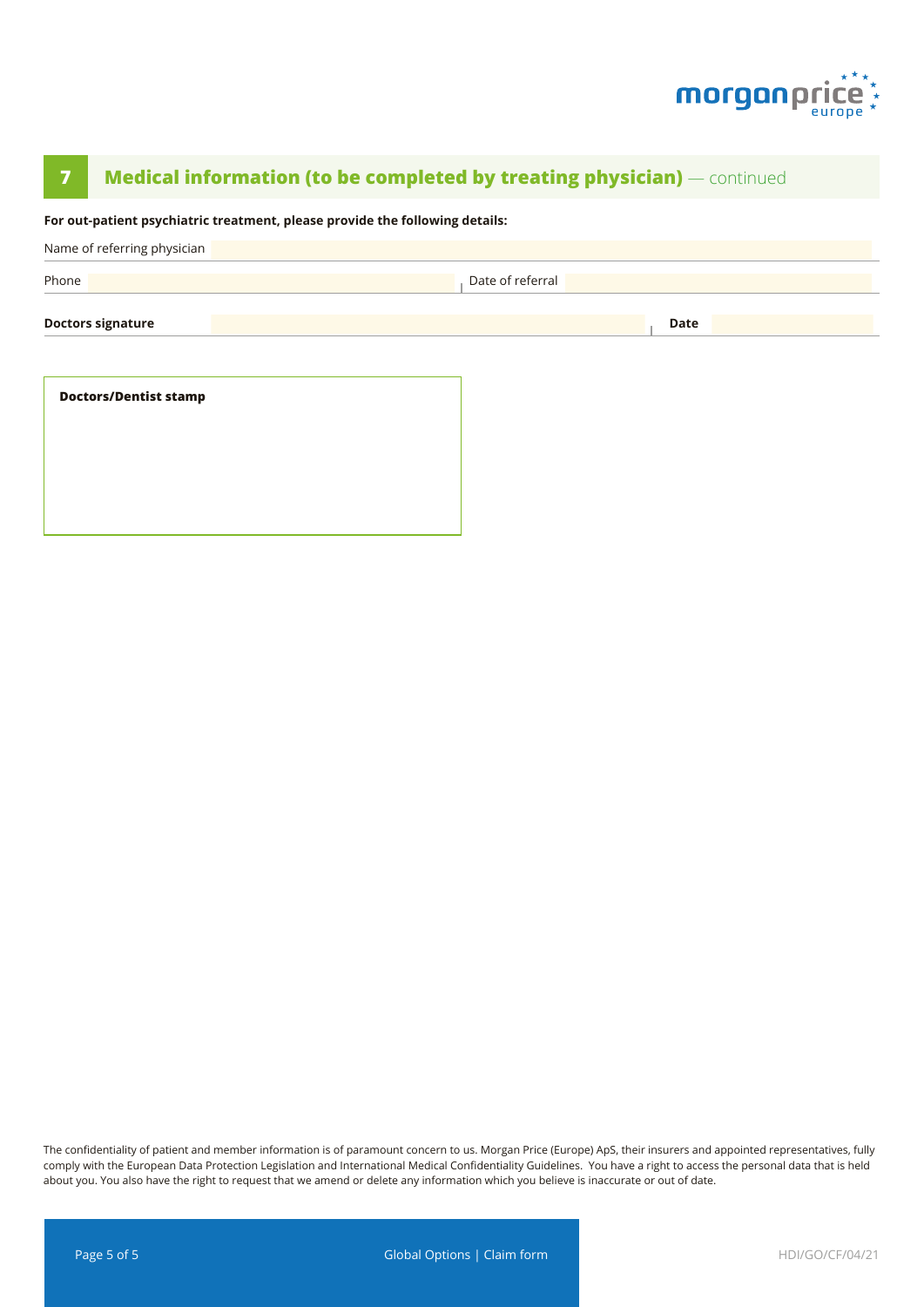## 7 Medical information (to be completed by treating physician) — continued

**For out-patient psychiatric treatment, please provide the following details:**

Name of referring physician

Phone | Date of referral

**Doctors signature** | **Date**

**Doctors/Dentist stamp**

The confidentiality of patient and member information is of paramount concern to us. Morgan Price (Europe) ApS, their insurers and appointed representatives, fully comply with the European Data Protection Legislation and International Medical Confidentiality Guidelines. You have a right to access the personal data that is held about you. You also have the right to request that we amend or delete any information which you believe is inaccurate or out of date.